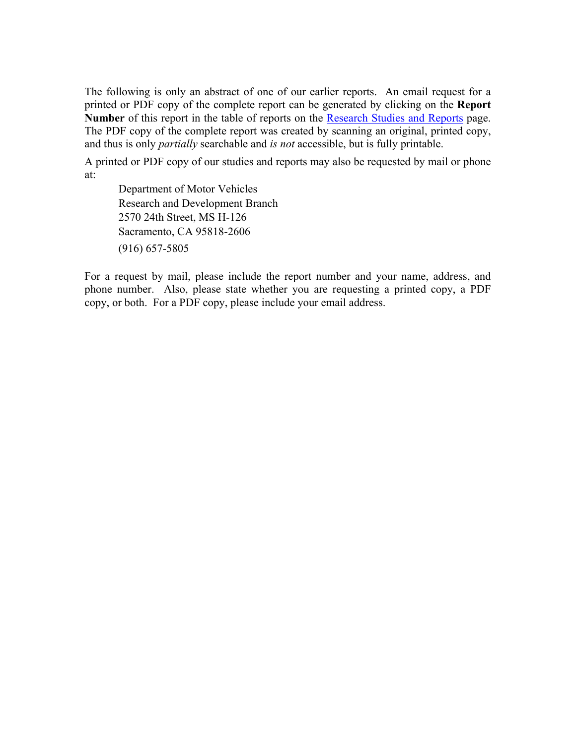The following is only an abstract of one of our earlier reports. An email request for a printed or PDF copy of the complete report can be generated by clicking on the **Report Number** of this report in the table of reports on the Research Studies and Reports page. The PDF copy of the complete report was created by scanning an original, printed copy, and thus is only *partially* searchable and *is not* accessible, but is fully printable.

A printed or PDF copy of our studies and reports may also be requested by mail or phone at:

> Department of Motor Vehicles  
> Research and Development Branch  
> 2570 24th Street, MS H-126  
> Sacramento, CA 95818-2606  
> (916) 657-5805

For a request by mail, please include the report number and your name, address, and phone number. Also, please state whether you are requesting a printed copy, a PDF copy, or both. For a PDF copy, please include your email address.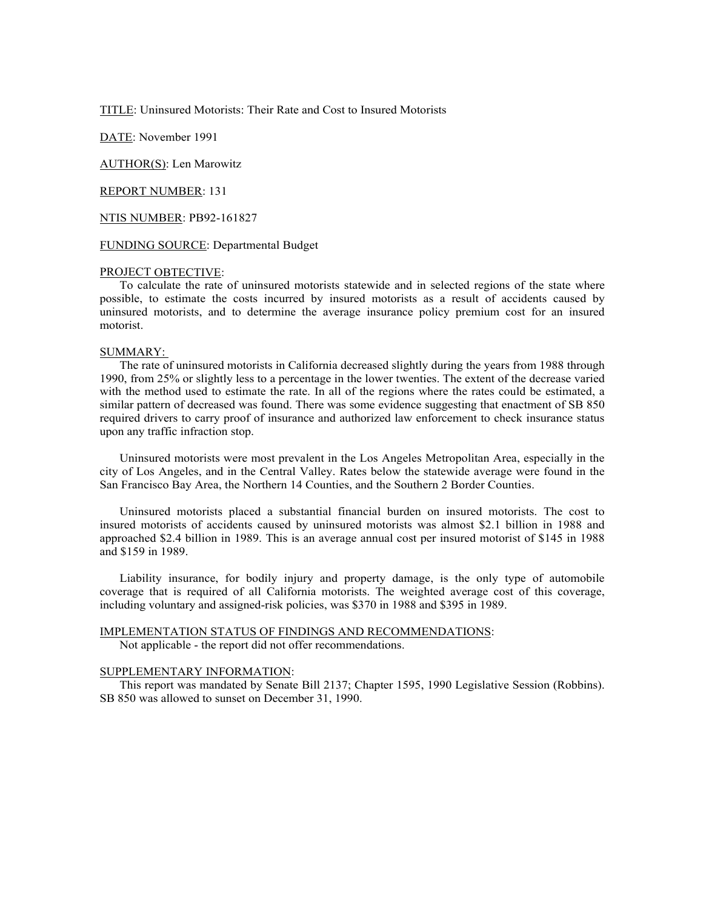TITLE: Uninsured Motorists: Their Rate and Cost to Insured Motorists

DATE: November 1991

AUTHOR(S): Len Marowitz

REPORT NUMBER: 131

NTIS NUMBER: PB92-161827

FUNDING SOURCE: Departmental Budget

PROJECT OBTECTIVE:

To calculate the rate of uninsured motorists statewide and in selected regions of the state where possible, to estimate the costs incurred by insured motorists as a result of accidents caused by uninsured motorists, and to determine the average insurance policy premium cost for an insured motorist.

SUMMARY:

The rate of uninsured motorists in California decreased slightly during the years from 1988 through 1990, from 25% or slightly less to a percentage in the lower twenties. The extent of the decrease varied with the method used to estimate the rate. In all of the regions where the rates could be estimated, a similar pattern of decreased was found. There was some evidence suggesting that enactment of SB 850 required drivers to carry proof of insurance and authorized law enforcement to check insurance status upon any traffic infraction stop.

Uninsured motorists were most prevalent in the Los Angeles Metropolitan Area, especially in the city of Los Angeles, and in the Central Valley. Rates below the statewide average were found in the San Francisco Bay Area, the Northern 14 Counties, and the Southern 2 Border Counties.

Uninsured motorists placed a substantial financial burden on insured motorists. The cost to insured motorists of accidents caused by uninsured motorists was almost $2.1 billion in 1988 and approached $2.4 billion in 1989. This is an average annual cost per insured motorist of $145 in 1988 and $159 in 1989.

Liability insurance, for bodily injury and property damage, is the only type of automobile coverage that is required of all California motorists. The weighted average cost of this coverage, including voluntary and assigned-risk policies, was $370 in 1988 and $395 in 1989.

IMPLEMENTATION STATUS OF FINDINGS AND RECOMMENDATIONS:

Not applicable - the report did not offer recommendations.

SUPPLEMENTARY INFORMATION:

This report was mandated by Senate Bill 2137; Chapter 1595, 1990 Legislative Session (Robbins). SB 850 was allowed to sunset on December 31, 1990.